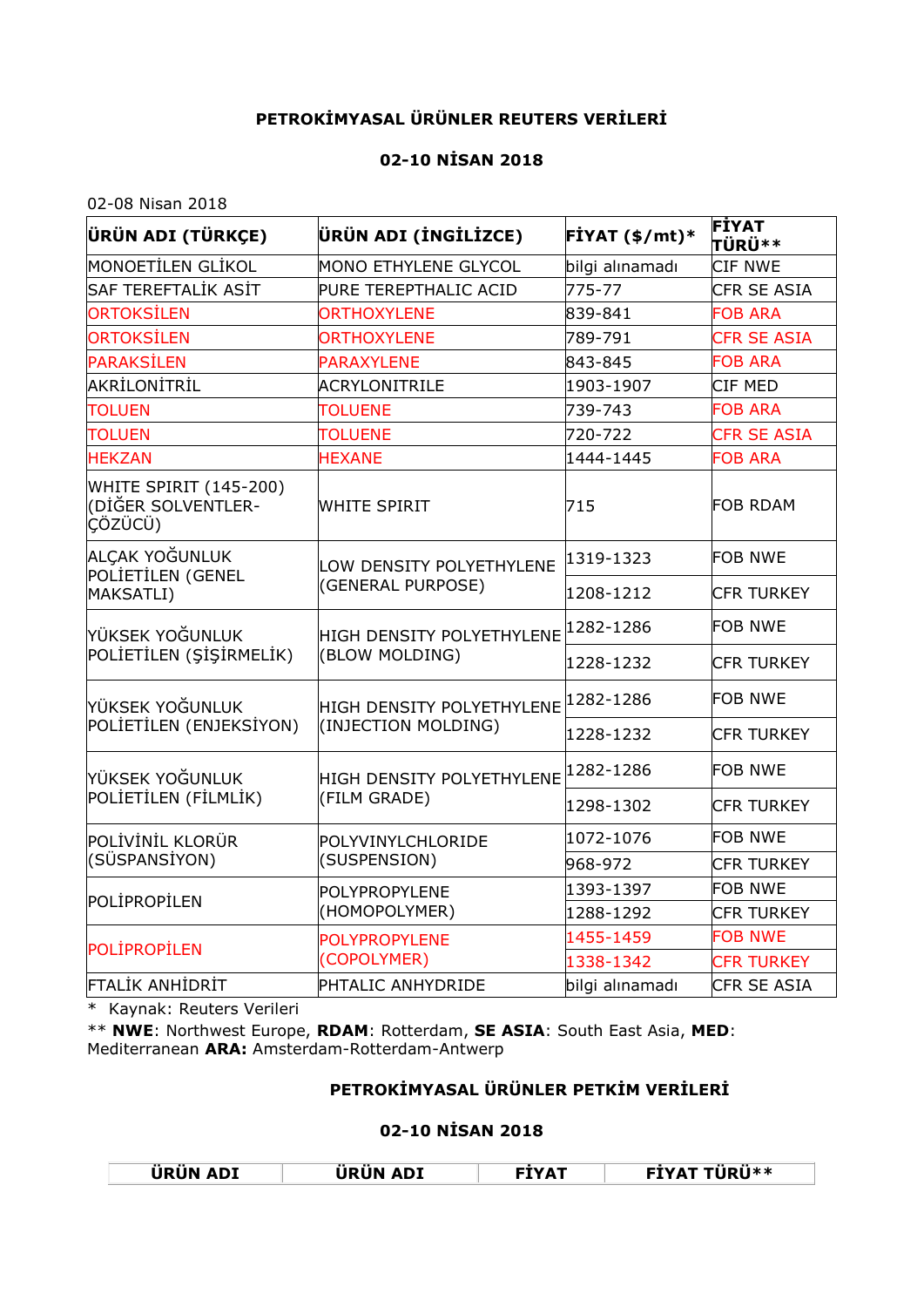**PETROKİMYASAL ÜRÜNLER REUTERS VERİLERİ**

**02-10 NİSAN 2018**

02-08 Nisan 2018

| ÜRÜN ADI (TÜRKÇE) | ÜRÜN ADI (İNGİLİZCE) | FİYAT ($/mt)* | FİYAT TÜRÜ** |
|---|---|---|---|
| MONOETİLEN GLİKOL | MONO ETHYLENE GLYCOL | bilgi alınamadı | CIF NWE |
| SAF TEREFTALİK ASİT | PURE TEREPTHALIC ACID | 775-77 | CFR SE ASIA |
| ORTOKSİLEN | ORTHOXYLENE | 839-841 | FOB ARA |
| ORTOKSİLEN | ORTHOXYLENE | 789-791 | CFR SE ASIA |
| PARAKSİLEN | PARAXYLENE | 843-845 | FOB ARA |
| AKRİLONİTRİL | ACRYLONITRILE | 1903-1907 | CIF MED |
| TOLUEN | TOLUENE | 739-743 | FOB ARA |
| TOLUEN | TOLUENE | 720-722 | CFR SE ASIA |
| HEKZAN | HEXANE | 1444-1445 | FOB ARA |
| WHITE SPIRIT (145-200) (DİĞER SOLVENTLER-ÇÖZÜCÜ) | WHITE SPIRIT | 715 | FOB RDAM |
| ALÇAK YOĞUNLUK POLİETİLEN (GENEL MAKSATLI) | LOW DENSITY POLYETHYLENE (GENERAL PURPOSE) | 1319-1323 | FOB NWE |
| | | 1208-1212 | CFR TURKEY |
| YÜKSEK YOĞUNLUK POLİETİLEN (ŞİŞİRMELİK) | HIGH DENSITY POLYETHYLENE (BLOW MOLDING) | 1282-1286 | FOB NWE |
| | | 1228-1232 | CFR TURKEY |
| YÜKSEK YOĞUNLUK POLİETİLEN (ENJEKSİYON) | HIGH DENSITY POLYETHYLENE (INJECTION MOLDING) | 1282-1286 | FOB NWE |
| | | 1228-1232 | CFR TURKEY |
| YÜKSEK YOĞUNLUK POLİETİLEN (FİLMLİK) | HIGH DENSITY POLYETHYLENE (FILM GRADE) | 1282-1286 | FOB NWE |
| | | 1298-1302 | CFR TURKEY |
| POLİVİNİL KLORÜR (SÜSPANSİYON) | POLYVINYLCHLORIDE (SUSPENSION) | 1072-1076 | FOB NWE |
| | | 968-972 | CFR TURKEY |
| POLİPROPİLEN | POLYPROPYLENE (HOMOPOLYMER) | 1393-1397 | FOB NWE |
| | | 1288-1292 | CFR TURKEY |
| POLİPROPİLEN | POLYPROPYLENE (COPOLYMER) | 1455-1459 | FOB NWE |
| | | 1338-1342 | CFR TURKEY |
| FTALİK ANHİDRİT | PHTALIC ANHYDRIDE | bilgi alınamadı | CFR SE ASIA |

\* Kaynak: Reuters Verileri

** **NWE**: Northwest Europe, **RDAM**: Rotterdam, **SE ASIA**: South East Asia, **MED**: Mediterranean **ARA:** Amsterdam-Rotterdam-Antwerp

**PETROKİMYASAL ÜRÜNLER PETKİM VERİLERİ**

**02-10 NİSAN 2018**

| ÜRÜN ADI | ÜRÜN ADI | FİYAT | FİYAT TÜRÜ** |
|---|---|---|---|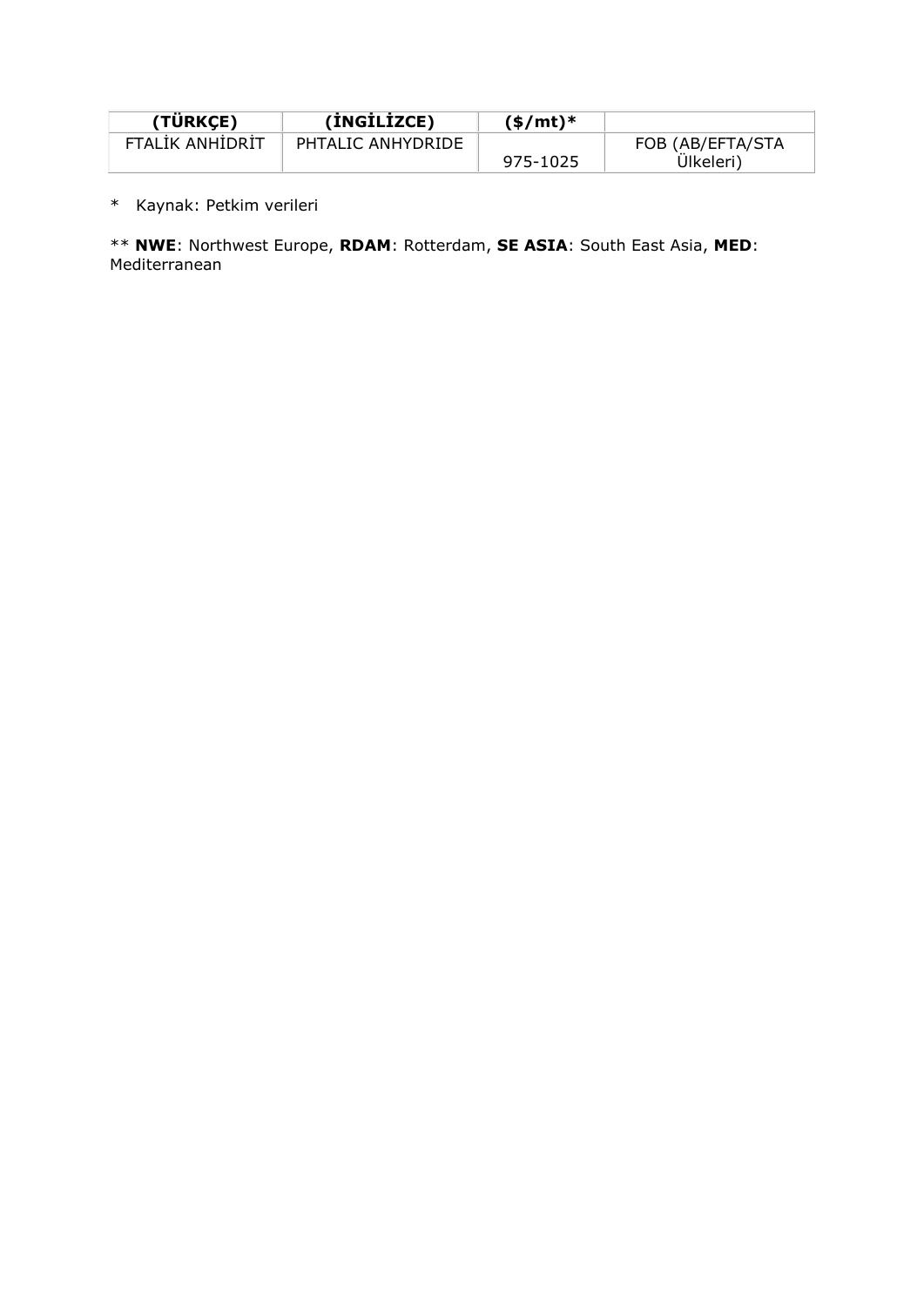| (TÜRKÇE) | (İNGİLİZCE) | ($/mt)* | |
|---|---|---|---|
| FTALİK ANHİDRİT | PHTALIC ANHYDRIDE | 975-1025 | FOB (AB/EFTA/STA Ülkeleri) |

* Kaynak: Petkim verileri

** **NWE**: Northwest Europe, **RDAM**: Rotterdam, **SE ASIA**: South East Asia, **MED**: Mediterranean